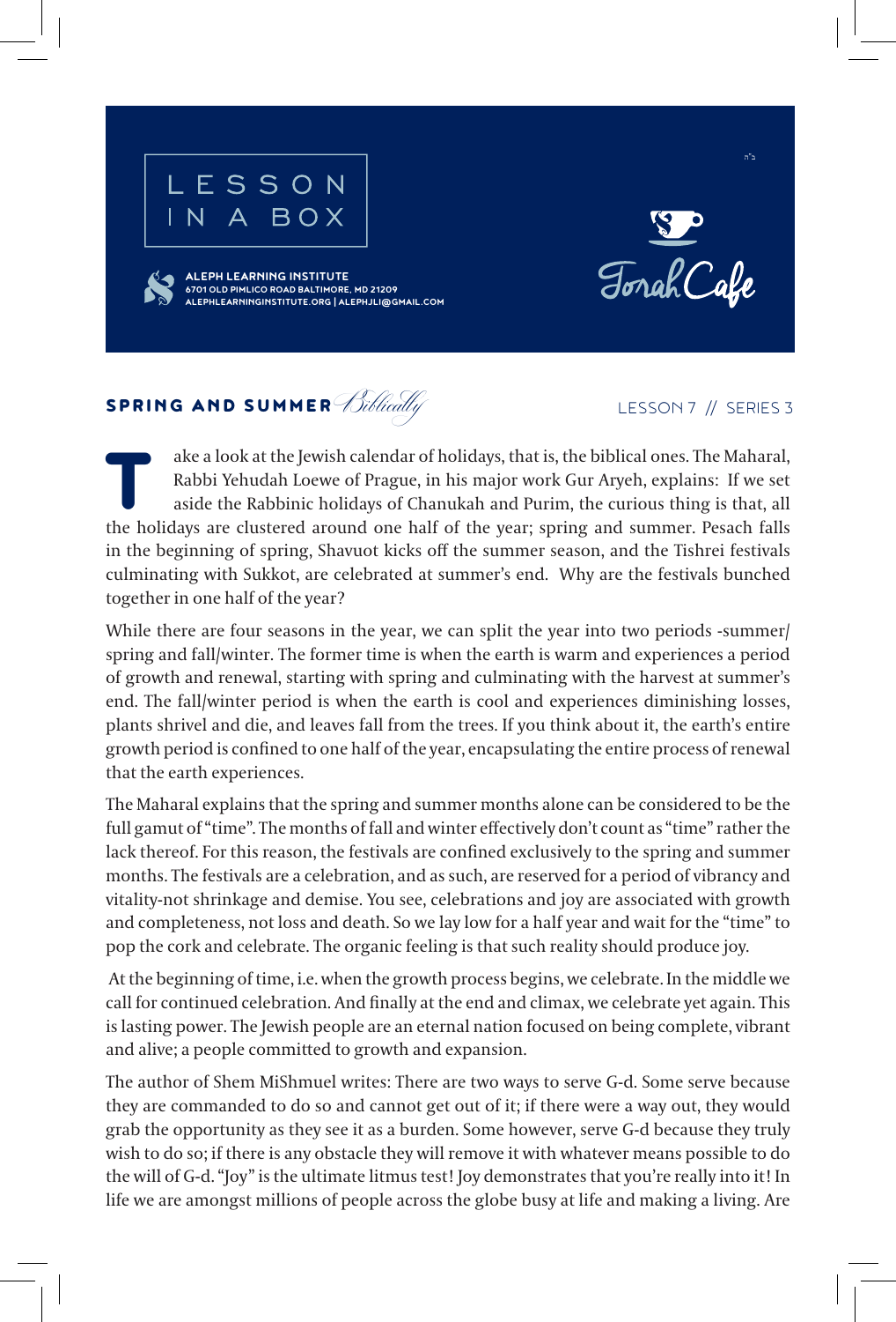LESSON IN A BOX

**ALEPH LEARNING INSTITUTE**
6701 OLD PIMLICO ROAD BALTIMORE, MD 21209
ALEPHLEARNINGINSTITUTE.ORG | ALEPHJLI@GMAIL.COM

ב"ה

Torah Cafe

# SPRING AND SUMMER *Biblically*

LESSON 7 // SERIES 3

Take a look at the Jewish calendar of holidays, that is, the biblical ones. The Maharal, Rabbi Yehudah Loewe of Prague, in his major work Gur Aryeh, explains: If we set aside the Rabbinic holidays of Chanukah and Purim, the curious thing is that, all the holidays are clustered around one half of the year; spring and summer. Pesach falls in the beginning of spring, Shavuot kicks off the summer season, and the Tishrei festivals culminating with Sukkot, are celebrated at summer's end. Why are the festivals bunched together in one half of the year?

While there are four seasons in the year, we can split the year into two periods -summer/spring and fall/winter. The former time is when the earth is warm and experiences a period of growth and renewal, starting with spring and culminating with the harvest at summer's end. The fall/winter period is when the earth is cool and experiences diminishing losses, plants shrivel and die, and leaves fall from the trees. If you think about it, the earth's entire growth period is confined to one half of the year, encapsulating the entire process of renewal that the earth experiences.

The Maharal explains that the spring and summer months alone can be considered to be the full gamut of "time". The months of fall and winter effectively don't count as "time" rather the lack thereof. For this reason, the festivals are confined exclusively to the spring and summer months. The festivals are a celebration, and as such, are reserved for a period of vibrancy and vitality-not shrinkage and demise. You see, celebrations and joy are associated with growth and completeness, not loss and death. So we lay low for a half year and wait for the "time" to pop the cork and celebrate. The organic feeling is that such reality should produce joy.

At the beginning of time, i.e. when the growth process begins, we celebrate. In the middle we call for continued celebration. And finally at the end and climax, we celebrate yet again. This is lasting power. The Jewish people are an eternal nation focused on being complete, vibrant and alive; a people committed to growth and expansion.

The author of Shem MiShmuel writes: There are two ways to serve G-d. Some serve because they are commanded to do so and cannot get out of it; if there were a way out, they would grab the opportunity as they see it as a burden. Some however, serve G-d because they truly wish to do so; if there is any obstacle they will remove it with whatever means possible to do the will of G-d. "Joy" is the ultimate litmus test! Joy demonstrates that you're really into it! In life we are amongst millions of people across the globe busy at life and making a living. Are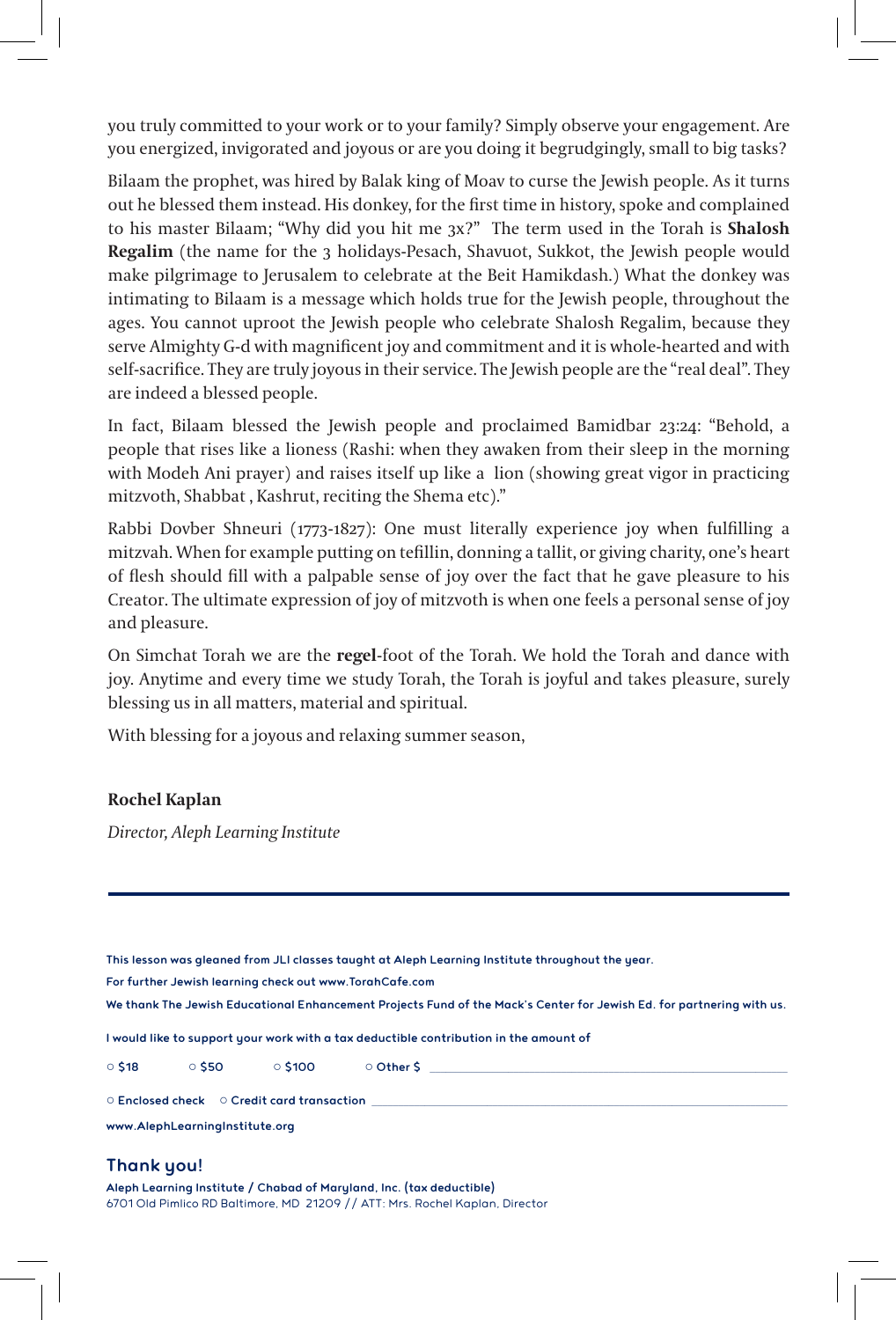you truly committed to your work or to your family? Simply observe your engagement. Are you energized, invigorated and joyous or are you doing it begrudgingly, small to big tasks?

Bilaam the prophet, was hired by Balak king of Moav to curse the Jewish people. As it turns out he blessed them instead. His donkey, for the first time in history, spoke and complained to his master Bilaam; "Why did you hit me 3x?" The term used in the Torah is **Shalosh Regalim** (the name for the 3 holidays-Pesach, Shavuot, Sukkot, the Jewish people would make pilgrimage to Jerusalem to celebrate at the Beit Hamikdash.) What the donkey was intimating to Bilaam is a message which holds true for the Jewish people, throughout the ages. You cannot uproot the Jewish people who celebrate Shalosh Regalim, because they serve Almighty G-d with magnificent joy and commitment and it is whole-hearted and with self-sacrifice. They are truly joyous in their service. The Jewish people are the "real deal". They are indeed a blessed people.

In fact, Bilaam blessed the Jewish people and proclaimed Bamidbar 23:24: "Behold, a people that rises like a lioness (Rashi: when they awaken from their sleep in the morning with Modeh Ani prayer) and raises itself up like a lion (showing great vigor in practicing mitzvoth, Shabbat , Kashrut, reciting the Shema etc)."

Rabbi Dovber Shneuri (1773-1827): One must literally experience joy when fulfilling a mitzvah. When for example putting on tefillin, donning a tallit, or giving charity, one's heart of flesh should fill with a palpable sense of joy over the fact that he gave pleasure to his Creator. The ultimate expression of joy of mitzvoth is when one feels a personal sense of joy and pleasure.

On Simchat Torah we are the **regel**-foot of the Torah. We hold the Torah and dance with joy. Anytime and every time we study Torah, the Torah is joyful and takes pleasure, surely blessing us in all matters, material and spiritual.

With blessing for a joyous and relaxing summer season,

**Rochel Kaplan**

*Director, Aleph Learning Institute*

---

**This lesson was gleaned from JLI classes taught at Aleph Learning Institute throughout the year.**

**For further Jewish learning check out www.TorahCafe.com**

**We thank The Jewish Educational Enhancement Projects Fund of the Mack's Center for Jewish Ed. for partnering with us.**

**I would like to support your work with a tax deductible contribution in the amount of**

○ $18 ○ $50 ○ $100 ○ Other $ ______________________

○ Enclosed check ○ Credit card transaction ______________________

**www.AlephLearningInstitute.org**

## Thank you!

**Aleph Learning Institute / Chabad of Maryland, Inc. (tax deductible)**
6701 Old Pimlico RD Baltimore, MD 21209 // ATT: Mrs. Rochel Kaplan, Director